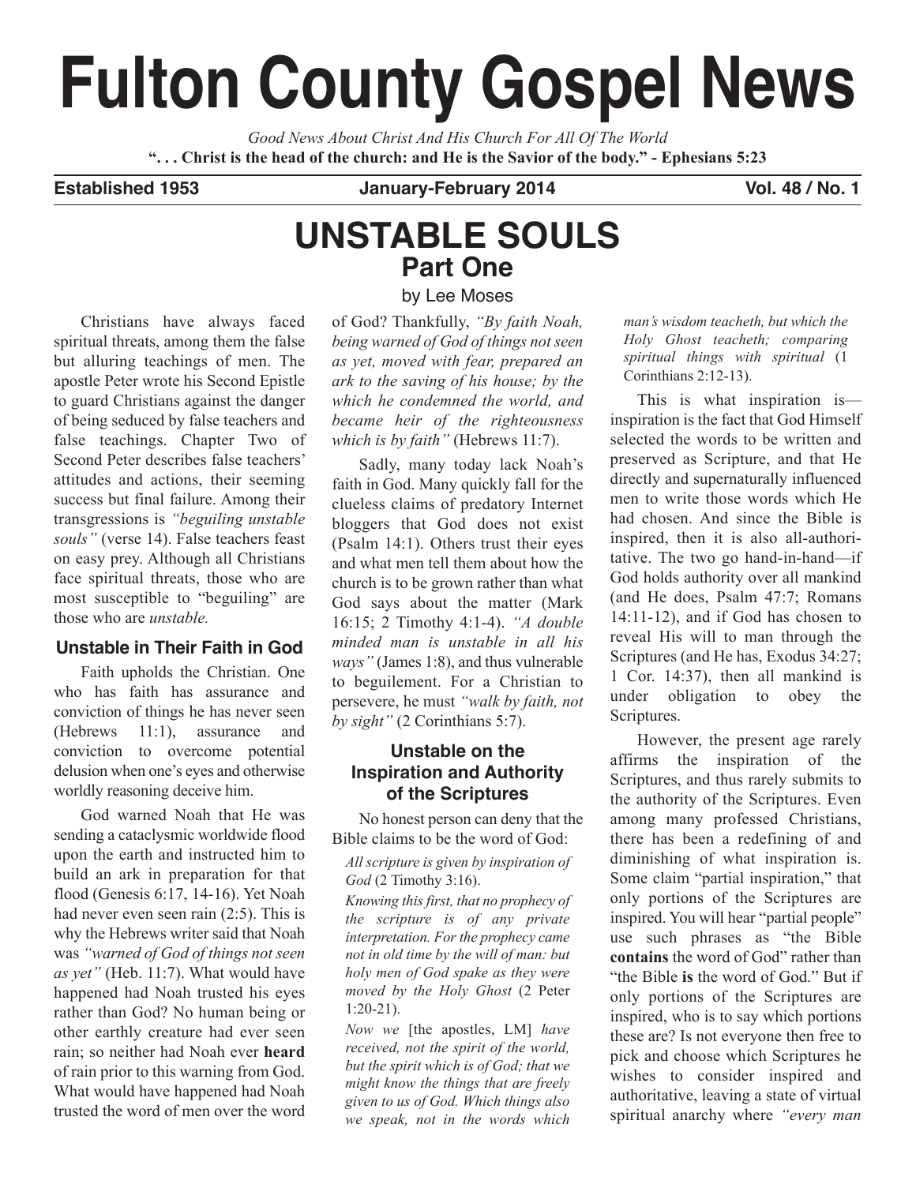# Fulton County Gospel News

*Good News About Christ And His Church For All Of The World*

**". . . Christ is the head of the church: and He is the Savior of the body." - Ephesians 5:23**

**Established 1953** **January-February 2014** **Vol. 48 / No. 1**

## UNSTABLE SOULS
## Part One

by Lee Moses

Christians have always faced spiritual threats, among them the false but alluring teachings of men. The apostle Peter wrote his Second Epistle to guard Christians against the danger of being seduced by false teachers and false teachings. Chapter Two of Second Peter describes false teachers' attitudes and actions, their seeming success but final failure. Among their transgressions is *"beguiling unstable souls"* (verse 14). False teachers feast on easy prey. Although all Christians face spiritual threats, those who are most susceptible to "beguiling" are those who are *unstable.*

### Unstable in Their Faith in God

Faith upholds the Christian. One who has faith has assurance and conviction of things he has never seen (Hebrews 11:1), assurance and conviction to overcome potential delusion when one's eyes and otherwise worldly reasoning deceive him.

God warned Noah that He was sending a cataclysmic worldwide flood upon the earth and instructed him to build an ark in preparation for that flood (Genesis 6:17, 14-16). Yet Noah had never even seen rain (2:5). This is why the Hebrews writer said that Noah was *"warned of God of things not seen as yet"* (Heb. 11:7). What would have happened had Noah trusted his eyes rather than God? No human being or other earthly creature had ever seen rain; so neither had Noah ever **heard** of rain prior to this warning from God. What would have happened had Noah trusted the word of men over the word of God? Thankfully, *"By faith Noah, being warned of God of things not seen as yet, moved with fear, prepared an ark to the saving of his house; by the which he condemned the world, and became heir of the righteousness which is by faith"* (Hebrews 11:7).

Sadly, many today lack Noah's faith in God. Many quickly fall for the clueless claims of predatory Internet bloggers that God does not exist (Psalm 14:1). Others trust their eyes and what men tell them about how the church is to be grown rather than what God says about the matter (Mark 16:15; 2 Timothy 4:1-4). *"A double minded man is unstable in all his ways"* (James 1:8), and thus vulnerable to beguilement. For a Christian to persevere, he must *"walk by faith, not by sight"* (2 Corinthians 5:7).

### Unstable on the Inspiration and Authority of the Scriptures

No honest person can deny that the Bible claims to be the word of God:

*All scripture is given by inspiration of God* (2 Timothy 3:16).

*Knowing this first, that no prophecy of the scripture is of any private interpretation. For the prophecy came not in old time by the will of man: but holy men of God spake as they were moved by the Holy Ghost* (2 Peter 1:20-21).

*Now we* [the apostles, LM] *have received, not the spirit of the world, but the spirit which is of God; that we might know the things that are freely given to us of God. Which things also we speak, not in the words which man's wisdom teacheth, but which the Holy Ghost teacheth; comparing spiritual things with spiritual* (1 Corinthians 2:12-13).

This is what inspiration is—inspiration is the fact that God Himself selected the words to be written and preserved as Scripture, and that He directly and supernaturally influenced men to write those words which He had chosen. And since the Bible is inspired, then it is also all-authoritative. The two go hand-in-hand—if God holds authority over all mankind (and He does, Psalm 47:7; Romans 14:11-12), and if God has chosen to reveal His will to man through the Scriptures (and He has, Exodus 34:27; 1 Cor. 14:37), then all mankind is under obligation to obey the Scriptures.

However, the present age rarely affirms the inspiration of the Scriptures, and thus rarely submits to the authority of the Scriptures. Even among many professed Christians, there has been a redefining of and diminishing of what inspiration is. Some claim "partial inspiration," that only portions of the Scriptures are inspired. You will hear "partial people" use such phrases as "the Bible **contains** the word of God" rather than "the Bible **is** the word of God." But if only portions of the Scriptures are inspired, who is to say which portions these are? Is not everyone then free to pick and choose which Scriptures he wishes to consider inspired and authoritative, leaving a state of virtual spiritual anarchy where *"every man*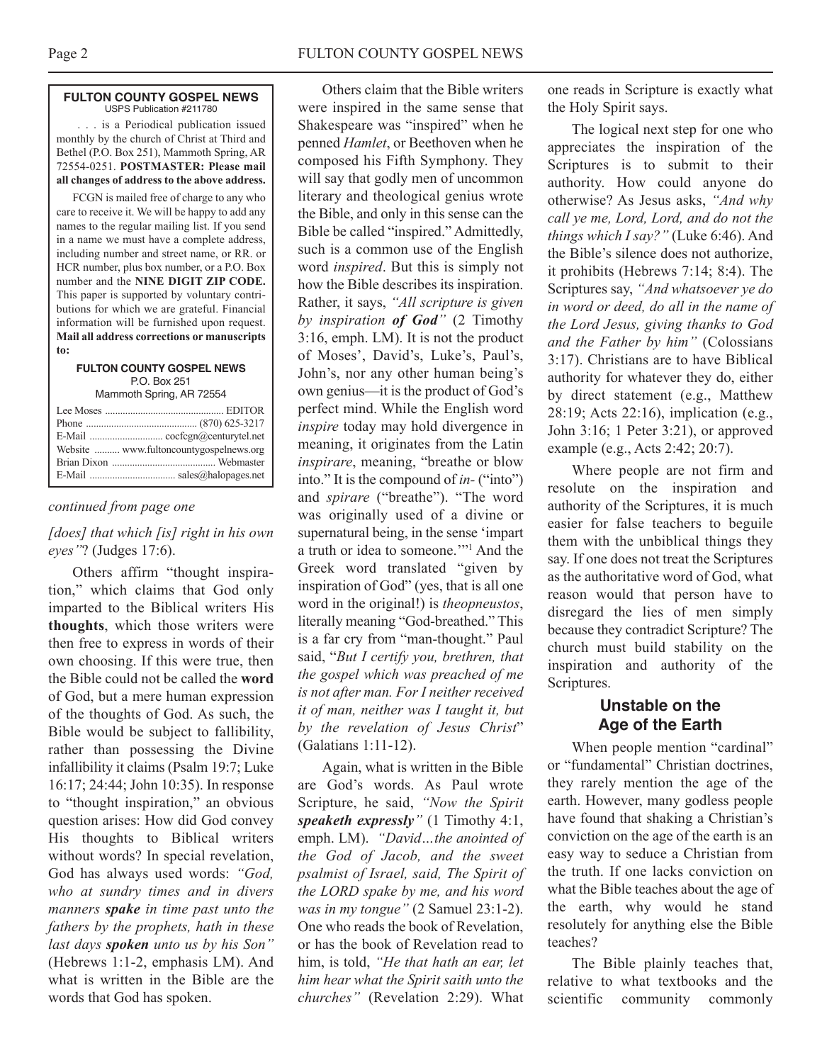**FULTON COUNTY GOSPEL NEWS**
USPS Publication #211780

. . . is a Periodical publication issued monthly by the church of Christ at Third and Bethel (P.O. Box 251), Mammoth Spring, AR 72554-0251. **POSTMASTER: Please mail all changes of address to the above address.**

FCGN is mailed free of charge to any who care to receive it. We will be happy to add any names to the regular mailing list. If you send in a name we must have a complete address, including number and street name, or RR. or HCR number, plus box number, or a P.O. Box number and the **NINE DIGIT ZIP CODE.** This paper is supported by voluntary contributions for which we are grateful. Financial information will be furnished upon request. **Mail all address corrections or manuscripts to:**

**FULTON COUNTY GOSPEL NEWS**
P.O. Box 251
Mammoth Spring, AR 72554

Lee Moses .............................................. EDITOR
Phone ........................................... (870) 625-3217
E-Mail ............................ cocfcgn@centurytel.net
Website .......... www.fultoncountygospelnews.org
Brian Dixon ........................................ Webmaster
E-Mail ................................ sales@halopages.net

*continued from page one*

*[does] that which [is] right in his own eyes"*? (Judges 17:6).

Others affirm "thought inspiration," which claims that God only imparted to the Biblical writers His **thoughts**, which those writers were then free to express in words of their own choosing. If this were true, then the Bible could not be called the **word** of God, but a mere human expression of the thoughts of God. As such, the Bible would be subject to fallibility, rather than possessing the Divine infallibility it claims (Psalm 19:7; Luke 16:17; 24:44; John 10:35). In response to "thought inspiration," an obvious question arises: How did God convey His thoughts to Biblical writers without words? In special revelation, God has always used words: *"God, who at sundry times and in divers manners **spake** in time past unto the fathers by the prophets, hath in these last days **spoken** unto us by his Son"* (Hebrews 1:1-2, emphasis LM). And what is written in the Bible are the words that God has spoken.

Others claim that the Bible writers were inspired in the same sense that Shakespeare was "inspired" when he penned *Hamlet*, or Beethoven when he composed his Fifth Symphony. They will say that godly men of uncommon literary and theological genius wrote the Bible, and only in this sense can the Bible be called "inspired." Admittedly, such is a common use of the English word *inspired*. But this is simply not how the Bible describes its inspiration. Rather, it says, *"All scripture is given by inspiration **of God**"* (2 Timothy 3:16, emph. LM). It is not the product of Moses', David's, Luke's, Paul's, John's, nor any other human being's own genius—it is the product of God's perfect mind. While the English word *inspire* today may hold divergence in meaning, it originates from the Latin *inspirare*, meaning, "breathe or blow into." It is the compound of *in-* ("into") and *spirare* ("breathe"). "The word was originally used of a divine or supernatural being, in the sense 'impart a truth or idea to someone.'"[1] And the Greek word translated "given by inspiration of God" (yes, that is all one word in the original!) is *theopneustos*, literally meaning "God-breathed." This is a far cry from "man-thought." Paul said, "*But I certify you, brethren, that the gospel which was preached of me is not after man. For I neither received it of man, neither was I taught it, but by the revelation of Jesus Christ*" (Galatians 1:11-12).

Again, what is written in the Bible are God's words. As Paul wrote Scripture, he said, *"Now the Spirit **speaketh expressly**"* (1 Timothy 4:1, emph. LM). *"David…the anointed of the God of Jacob, and the sweet psalmist of Israel, said, The Spirit of the LORD spake by me, and his word was in my tongue"* (2 Samuel 23:1-2). One who reads the book of Revelation, or has the book of Revelation read to him, is told, *"He that hath an ear, let him hear what the Spirit saith unto the churches"* (Revelation 2:29). What one reads in Scripture is exactly what the Holy Spirit says.

The logical next step for one who appreciates the inspiration of the Scriptures is to submit to their authority. How could anyone do otherwise? As Jesus asks, *"And why call ye me, Lord, Lord, and do not the things which I say?"* (Luke 6:46). And the Bible's silence does not authorize, it prohibits (Hebrews 7:14; 8:4). The Scriptures say, *"And whatsoever ye do in word or deed, do all in the name of the Lord Jesus, giving thanks to God and the Father by him"* (Colossians 3:17). Christians are to have Biblical authority for whatever they do, either by direct statement (e.g., Matthew 28:19; Acts 22:16), implication (e.g., John 3:16; 1 Peter 3:21), or approved example (e.g., Acts 2:42; 20:7).

Where people are not firm and resolute on the inspiration and authority of the Scriptures, it is much easier for false teachers to beguile them with the unbiblical things they say. If one does not treat the Scriptures as the authoritative word of God, what reason would that person have to disregard the lies of men simply because they contradict Scripture? The church must build stability on the inspiration and authority of the Scriptures.

## Unstable on the Age of the Earth

When people mention "cardinal" or "fundamental" Christian doctrines, they rarely mention the age of the earth. However, many godless people have found that shaking a Christian's conviction on the age of the earth is an easy way to seduce a Christian from the truth. If one lacks conviction on what the Bible teaches about the age of the earth, why would he stand resolutely for anything else the Bible teaches?

The Bible plainly teaches that, relative to what textbooks and the scientific community commonly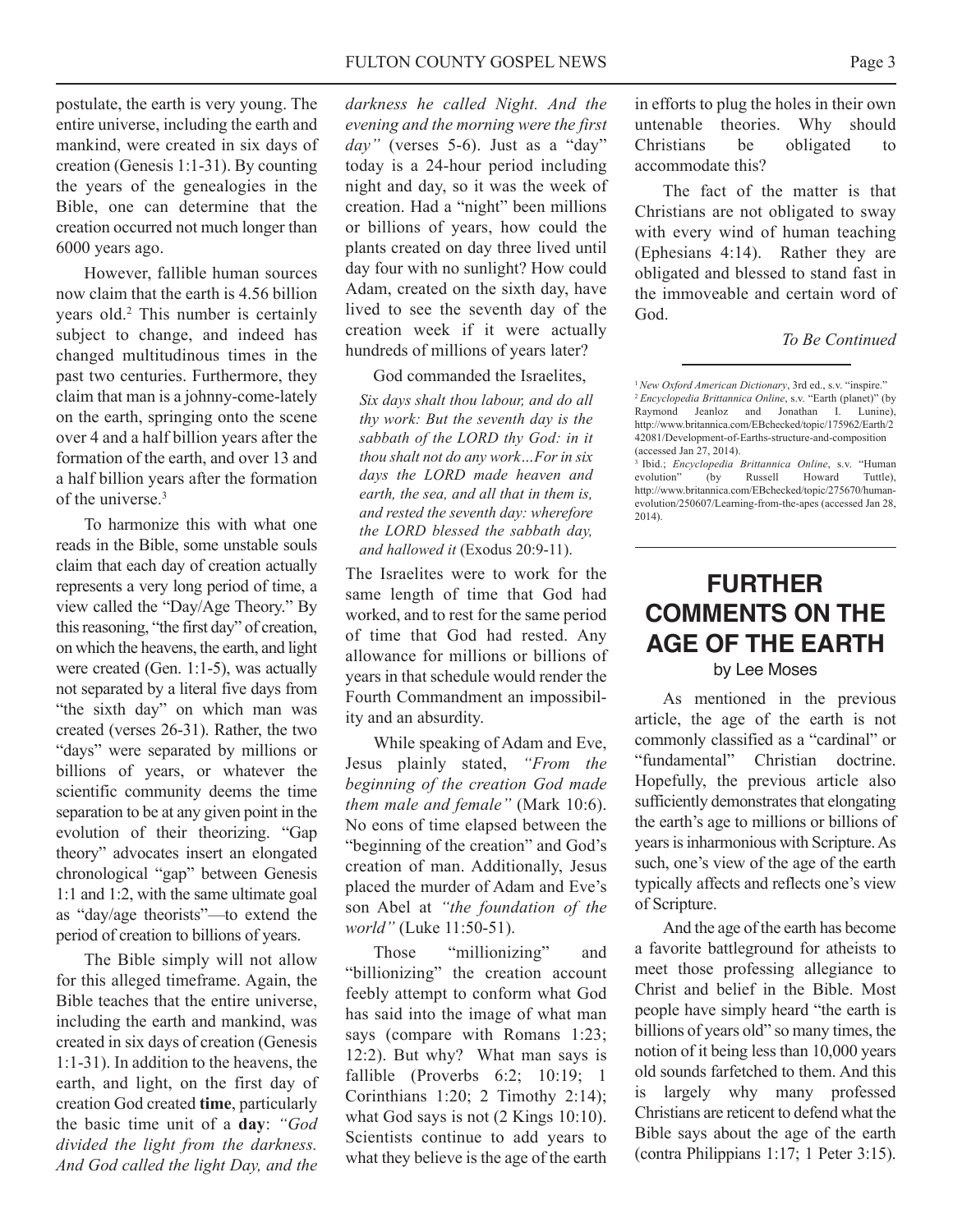postulate, the earth is very young. The entire universe, including the earth and mankind, were created in six days of creation (Genesis 1:1-31). By counting the years of the genealogies in the Bible, one can determine that the creation occurred not much longer than 6000 years ago.

However, fallible human sources now claim that the earth is 4.56 billion years old.[2] This number is certainly subject to change, and indeed has changed multitudinous times in the past two centuries. Furthermore, they claim that man is a johnny-come-lately on the earth, springing onto the scene over 4 and a half billion years after the formation of the earth, and over 13 and a half billion years after the formation of the universe.[3]

To harmonize this with what one reads in the Bible, some unstable souls claim that each day of creation actually represents a very long period of time, a view called the "Day/Age Theory." By this reasoning, "the first day" of creation, on which the heavens, the earth, and light were created (Gen. 1:1-5), was actually not separated by a literal five days from "the sixth day" on which man was created (verses 26-31). Rather, the two "days" were separated by millions or billions of years, or whatever the scientific community deems the time separation to be at any given point in the evolution of their theorizing. "Gap theory" advocates insert an elongated chronological "gap" between Genesis 1:1 and 1:2, with the same ultimate goal as "day/age theorists"—to extend the period of creation to billions of years.

The Bible simply will not allow for this alleged timeframe. Again, the Bible teaches that the entire universe, including the earth and mankind, was created in six days of creation (Genesis 1:1-31). In addition to the heavens, the earth, and light, on the first day of creation God created **time**, particularly the basic time unit of a **day**: *"God divided the light from the darkness. And God called the light Day, and the darkness he called Night. And the evening and the morning were the first day"* (verses 5-6). Just as a "day" today is a 24-hour period including night and day, so it was the week of creation. Had a "night" been millions or billions of years, how could the plants created on day three lived until day four with no sunlight? How could Adam, created on the sixth day, have lived to see the seventh day of the creation week if it were actually hundreds of millions of years later?

God commanded the Israelites,

> *Six days shalt thou labour, and do all thy work: But the seventh day is the sabbath of the LORD thy God: in it thou shalt not do any work…For in six days the LORD made heaven and earth, the sea, and all that in them is, and rested the seventh day: wherefore the LORD blessed the sabbath day, and hallowed it* (Exodus 20:9-11).

The Israelites were to work for the same length of time that God had worked, and to rest for the same period of time that God had rested. Any allowance for millions or billions of years in that schedule would render the Fourth Commandment an impossibility and an absurdity.

While speaking of Adam and Eve, Jesus plainly stated, *"From the beginning of the creation God made them male and female"* (Mark 10:6). No eons of time elapsed between the "beginning of the creation" and God's creation of man. Additionally, Jesus placed the murder of Adam and Eve's son Abel at *"the foundation of the world"* (Luke 11:50-51).

Those "millionizing" and "billionizing" the creation account feebly attempt to conform what God has said into the image of what man says (compare with Romans 1:23; 12:2). But why? What man says is fallible (Proverbs 6:2; 10:19; 1 Corinthians 1:20; 2 Timothy 2:14); what God says is not (2 Kings 10:10). Scientists continue to add years to what they believe is the age of the earth in efforts to plug the holes in their own untenable theories. Why should Christians be obligated to accommodate this?

The fact of the matter is that Christians are not obligated to sway with every wind of human teaching (Ephesians 4:14). Rather they are obligated and blessed to stand fast in the immoveable and certain word of God.

*To Be Continued*

---

[1] *New Oxford American Dictionary*, 3rd ed., s.v. "inspire."
[2] *Encyclopedia Brittannica Online*, s.v. "Earth (planet)" (by Raymond Jeanloz and Jonathan I. Lunine), http://www.britannica.com/EBchecked/topic/175962/Earth/242081/Development-of-Earths-structure-and-composition (accessed Jan 27, 2014).
[3] Ibid.; *Encyclopedia Brittannica Online*, s.v. "Human evolution" (by Russell Howard Tuttle), http://www.britannica.com/EBchecked/topic/275670/human-evolution/250607/Learning-from-the-apes (accessed Jan 28, 2014).

---

# FURTHER COMMENTS ON THE AGE OF THE EARTH

by Lee Moses

As mentioned in the previous article, the age of the earth is not commonly classified as a "cardinal" or "fundamental" Christian doctrine. Hopefully, the previous article also sufficiently demonstrates that elongating the earth's age to millions or billions of years is inharmonious with Scripture. As such, one's view of the age of the earth typically affects and reflects one's view of Scripture.

And the age of the earth has become a favorite battleground for atheists to meet those professing allegiance to Christ and belief in the Bible. Most people have simply heard "the earth is billions of years old" so many times, the notion of it being less than 10,000 years old sounds farfetched to them. And this is largely why many professed Christians are reticent to defend what the Bible says about the age of the earth (contra Philippians 1:17; 1 Peter 3:15).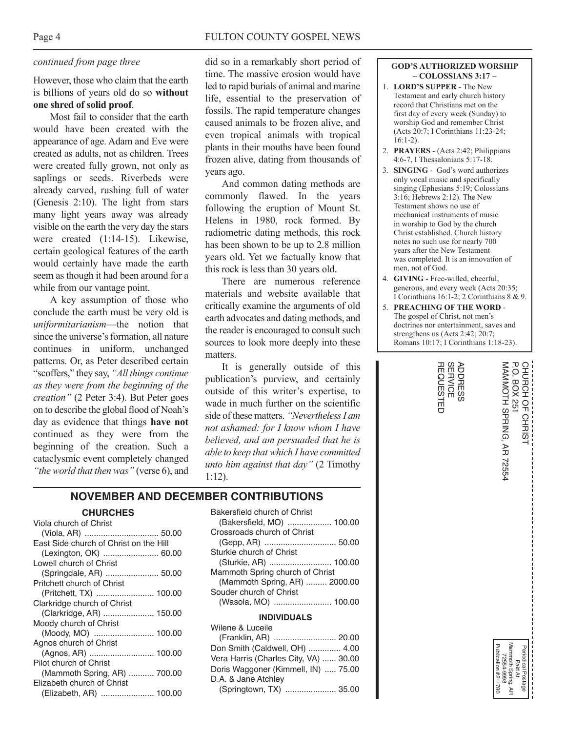*continued from page three*

However, those who claim that the earth is billions of years old do so **without one shred of solid proof**.

Most fail to consider that the earth would have been created with the appearance of age. Adam and Eve were created as adults, not as children. Trees were created fully grown, not only as saplings or seeds. Riverbeds were already carved, rushing full of water (Genesis 2:10). The light from stars many light years away was already visible on the earth the very day the stars were created (1:14-15). Likewise, certain geological features of the earth would certainly have made the earth seem as though it had been around for a while from our vantage point.

A key assumption of those who conclude the earth must be very old is *uniformitarianism*—the notion that since the universe's formation, all nature continues in uniform, unchanged patterns. Or, as Peter described certain "scoffers," they say, *"All things continue as they were from the beginning of the creation"* (2 Peter 3:4). But Peter goes on to describe the global flood of Noah's day as evidence that things **have not** continued as they were from the beginning of the creation. Such a cataclysmic event completely changed *"the world that then was"* (verse 6), and did so in a remarkably short period of time. The massive erosion would have led to rapid burials of animal and marine life, essential to the preservation of fossils. The rapid temperature changes caused animals to be frozen alive, and even tropical animals with tropical plants in their mouths have been found frozen alive, dating from thousands of years ago.

And common dating methods are commonly flawed. In the years following the eruption of Mount St. Helens in 1980, rock formed. By radiometric dating methods, this rock has been shown to be up to 2.8 million years old. Yet we factually know that this rock is less than 30 years old.

There are numerous reference materials and website available that critically examine the arguments of old earth advocates and dating methods, and the reader is encouraged to consult such sources to look more deeply into these matters.

It is generally outside of this publication's purview, and certainly outside of this writer's expertise, to wade in much further on the scientific side of these matters. *"Nevertheless I am not ashamed: for I know whom I have believed, and am persuaded that he is able to keep that which I have committed unto him against that day"* (2 Timothy 1:12).

**GOD'S AUTHORIZED WORSHIP – COLOSSIANS 3:17 –**

1. **LORD'S SUPPER** - The New Testament and early church history record that Christians met on the first day of every week (Sunday) to worship God and remember Christ (Acts 20:7; I Corinthians 11:23-24; 16:1-2).
2. **PRAYERS** - (Acts 2:42; Philippians 4:6-7, I Thessalonians 5:17-18.
3. **SINGING** - God's word authorizes only vocal music and specifically singing (Ephesians 5:19; Colossians 3:16; Hebrews 2:12). The New Testament shows no use of mechanical instruments of music in worship to God by the church Christ established. Church history notes no such use for nearly 700 years after the New Testament was completed. It is an innovation of men, not of God.
4. **GIVING** - Free-willed, cheerful, generous, and every week (Acts 20:35; I Corinthians 16:1-2; 2 Corinthians 8 & 9.
5. **PREACHING OF THE WORD** - The gospel of Christ, not men's doctrines nor entertainment, saves and strengthens us (Acts 2:42; 20:7; Romans 10:17; I Corinthians 1:18-23).

## NOVEMBER AND DECEMBER CONTRIBUTIONS

### CHURCHES

Viola church of Christ (Viola, AR) .......... 50.00
East Side church of Christ on the Hill (Lexington, OK) .......... 60.00
Lowell church of Christ (Springdale, AR) .......... 50.00
Pritchett church of Christ (Pritchett, TX) .......... 100.00
Clarkridge church of Christ (Clarkridge, AR) .......... 150.00
Moody church of Christ (Moody, MO) .......... 100.00
Agnos church of Christ (Agnos, AR) .......... 100.00
Pilot church of Christ (Mammoth Spring, AR) .......... 700.00
Elizabeth church of Christ (Elizabeth, AR) .......... 100.00
Bakersfield church of Christ (Bakersfield, MO) .......... 100.00
Crossroads church of Christ (Gepp, AR) .......... 50.00
Sturkie church of Christ (Sturkie, AR) .......... 100.00
Mammoth Spring church of Christ (Mammoth Spring, AR) .......... 2000.00
Souder church of Christ (Wasola, MO) .......... 100.00

### INDIVIDUALS

Wilene & Luceile (Franklin, AR) .......... 20.00
Don Smith (Caldwell, OH) .......... 4.00
Vera Harris (Charles City, VA) .......... 30.00
Doris Waggoner (Kimmell, IN) .......... 75.00
D.A. & Jane Atchley (Springtown, TX) .......... 35.00

CHURCH OF CHRIST
P.O. BOX 251
MAMMOTH SPRING, AR 72554

ADDRESS SERVICE REQUESTED

Periodical Postage Paid At Mammoth Spring, AR 72554-9998 Publication #211780